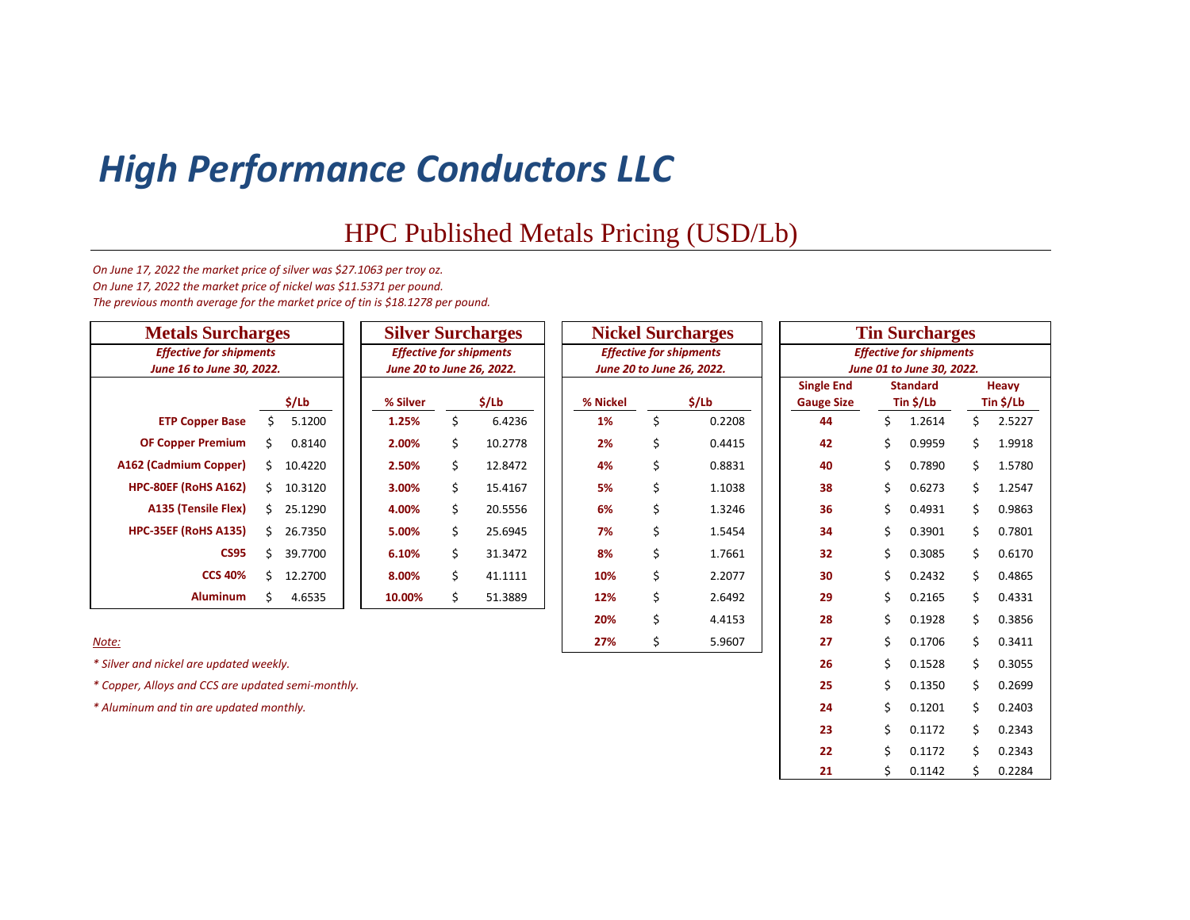# High Performance Conductors LLC

## HPC Published Metals Pricing (USD/Lb)

*On June 17, 2022 the market price of silver was $27.1063 per troy oz.*
*On June 17, 2022 the market price of nickel was $11.5371 per pound.*
*The previous month average for the market price of tin is $18.1278 per pound.*

### Metals Surcharges

*Effective for shipments June 16 to June 30, 2022.*

| | $/Lb |
|---|---|
| **ETP Copper Base** | $ 5.1200 |
| **OF Copper Premium** | $ 0.8140 |
| **A162 (Cadmium Copper)** | $ 10.4220 |
| **HPC-80EF (RoHS A162)** | $ 10.3120 |
| **A135 (Tensile Flex)** | $ 25.1290 |
| **HPC-35EF (RoHS A135)** | $ 26.7350 |
| **CS95** | $ 39.7700 |
| **CCS 40%** | $ 12.2700 |
| **Aluminum** | $ 4.6535 |

### Silver Surcharges

*Effective for shipments June 20 to June 26, 2022.*

| % Silver | $/Lb |
|---|---|
| **1.25%** | $ 6.4236 |
| **2.00%** | $ 10.2778 |
| **2.50%** | $ 12.8472 |
| **3.00%** | $ 15.4167 |
| **4.00%** | $ 20.5556 |
| **5.00%** | $ 25.6945 |
| **6.10%** | $ 31.3472 |
| **8.00%** | $ 41.1111 |
| **10.00%** | $ 51.3889 |

### Nickel Surcharges

*Effective for shipments June 20 to June 26, 2022.*

| % Nickel | $/Lb |
|---|---|
| **1%** | $ 0.2208 |
| **2%** | $ 0.4415 |
| **4%** | $ 0.8831 |
| **5%** | $ 1.1038 |
| **6%** | $ 1.3246 |
| **7%** | $ 1.5454 |
| **8%** | $ 1.7661 |
| **10%** | $ 2.2077 |
| **12%** | $ 2.6492 |
| **20%** | $ 4.4153 |
| **27%** | $ 5.9607 |

### Tin Surcharges

*Effective for shipments June 01 to June 30, 2022.*

| Single End Gauge Size | Standard Tin $/Lb | Heavy Tin $/Lb |
|---|---|---|
| **44** | $ 1.2614 | $ 2.5227 |
| **42** | $ 0.9959 | $ 1.9918 |
| **40** | $ 0.7890 | $ 1.5780 |
| **38** | $ 0.6273 | $ 1.2547 |
| **36** | $ 0.4931 | $ 0.9863 |
| **34** | $ 0.3901 | $ 0.7801 |
| **32** | $ 0.3085 | $ 0.6170 |
| **30** | $ 0.2432 | $ 0.4865 |
| **29** | $ 0.2165 | $ 0.4331 |
| **28** | $ 0.1928 | $ 0.3856 |
| **27** | $ 0.1706 | $ 0.3411 |
| **26** | $ 0.1528 | $ 0.3055 |
| **25** | $ 0.1350 | $ 0.2699 |
| **24** | $ 0.1201 | $ 0.2403 |
| **23** | $ 0.1172 | $ 0.2343 |
| **22** | $ 0.1172 | $ 0.2343 |
| **21** | $ 0.1142 | $ 0.2284 |

*Note:*

* *Silver and nickel are updated weekly.*
* *Copper, Alloys and CCS are updated semi-monthly.*
* *Aluminum and tin are updated monthly.*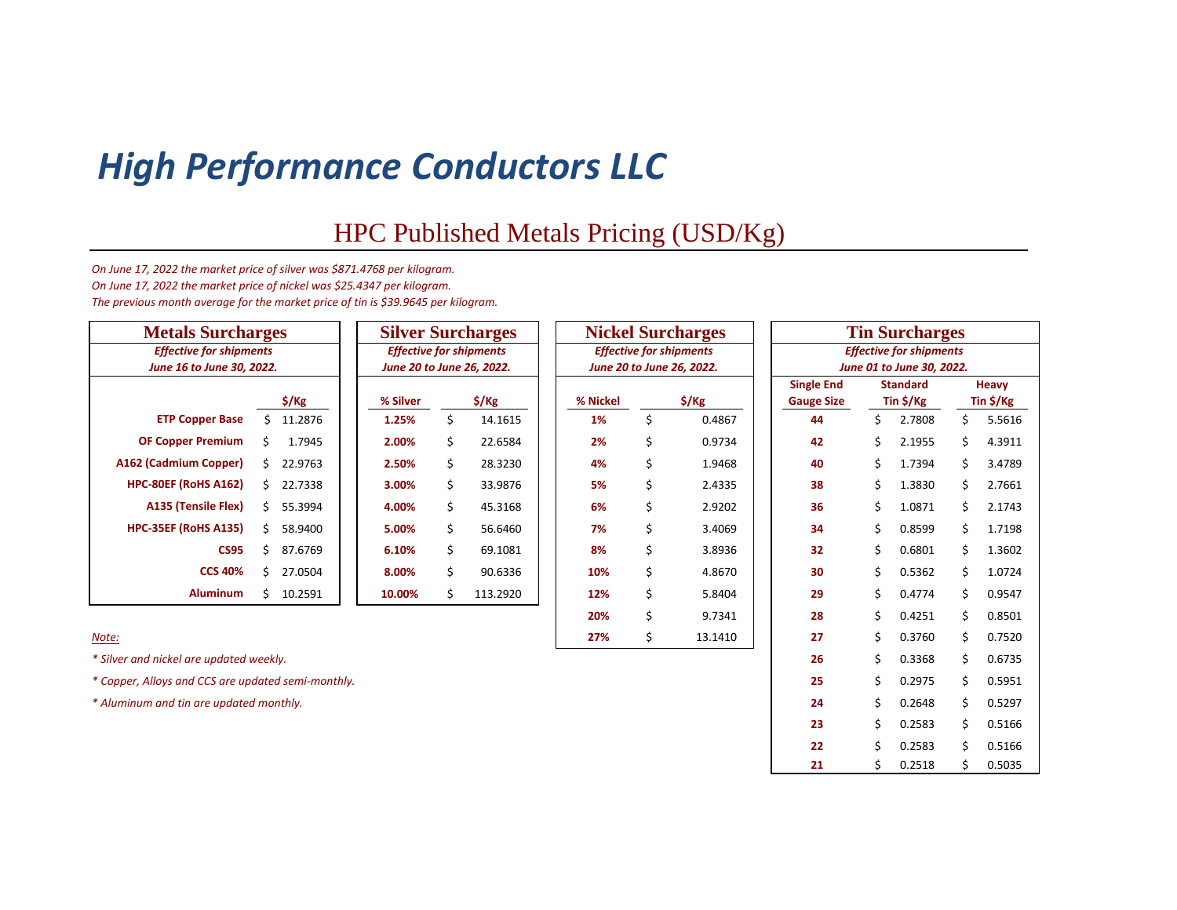# *High Performance Conductors LLC*

## HPC Published Metals Pricing (USD/Kg)

*On June 17, 2022 the market price of silver was $871.4768 per kilogram.*
*On June 17, 2022 the market price of nickel was $25.4347 per kilogram.*
*The previous month average for the market price of tin is $39.9645 per kilogram.*

### Metals Surcharges

*Effective for shipments June 16 to June 30, 2022.*

| | $/Kg |
|---|---|
| **ETP Copper Base** | $ 11.2876 |
| **OF Copper Premium** | $ 1.7945 |
| **A162 (Cadmium Copper)** | $ 22.9763 |
| **HPC-80EF (RoHS A162)** | $ 22.7338 |
| **A135 (Tensile Flex)** | $ 55.3994 |
| **HPC-35EF (RoHS A135)** | $ 58.9400 |
| **CS95** | $ 87.6769 |
| **CCS 40%** | $ 27.0504 |
| **Aluminum** | $ 10.2591 |

### Silver Surcharges

*Effective for shipments June 20 to June 26, 2022.*

| % Silver | $/Kg |
|---|---|
| **1.25%** | $ 14.1615 |
| **2.00%** | $ 22.6584 |
| **2.50%** | $ 28.3230 |
| **3.00%** | $ 33.9876 |
| **4.00%** | $ 45.3168 |
| **5.00%** | $ 56.6460 |
| **6.10%** | $ 69.1081 |
| **8.00%** | $ 90.6336 |
| **10.00%** | $ 113.2920 |

### Nickel Surcharges

*Effective for shipments June 20 to June 26, 2022.*

| % Nickel | $/Kg |
|---|---|
| **1%** | $ 0.4867 |
| **2%** | $ 0.9734 |
| **4%** | $ 1.9468 |
| **5%** | $ 2.4335 |
| **6%** | $ 2.9202 |
| **7%** | $ 3.4069 |
| **8%** | $ 3.8936 |
| **10%** | $ 4.8670 |
| **12%** | $ 5.8404 |
| **20%** | $ 9.7341 |
| **27%** | $ 13.1410 |

### Tin Surcharges

*Effective for shipments June 01 to June 30, 2022.*

| Single End Gauge Size | Standard Tin $/Kg | Heavy Tin $/Kg |
|---|---|---|
| **44** | $ 2.7808 | $ 5.5616 |
| **42** | $ 2.1955 | $ 4.3911 |
| **40** | $ 1.7394 | $ 3.4789 |
| **38** | $ 1.3830 | $ 2.7661 |
| **36** | $ 1.0871 | $ 2.1743 |
| **34** | $ 0.8599 | $ 1.7198 |
| **32** | $ 0.6801 | $ 1.3602 |
| **30** | $ 0.5362 | $ 1.0724 |
| **29** | $ 0.4774 | $ 0.9547 |
| **28** | $ 0.4251 | $ 0.8501 |
| **27** | $ 0.3760 | $ 0.7520 |
| **26** | $ 0.3368 | $ 0.6735 |
| **25** | $ 0.2975 | $ 0.5951 |
| **24** | $ 0.2648 | $ 0.5297 |
| **23** | $ 0.2583 | $ 0.5166 |
| **22** | $ 0.2583 | $ 0.5166 |
| **21** | $ 0.2518 | $ 0.5035 |

*Note:*

*\* Silver and nickel are updated weekly.*

*\* Copper, Alloys and CCS are updated semi-monthly.*

*\* Aluminum and tin are updated monthly.*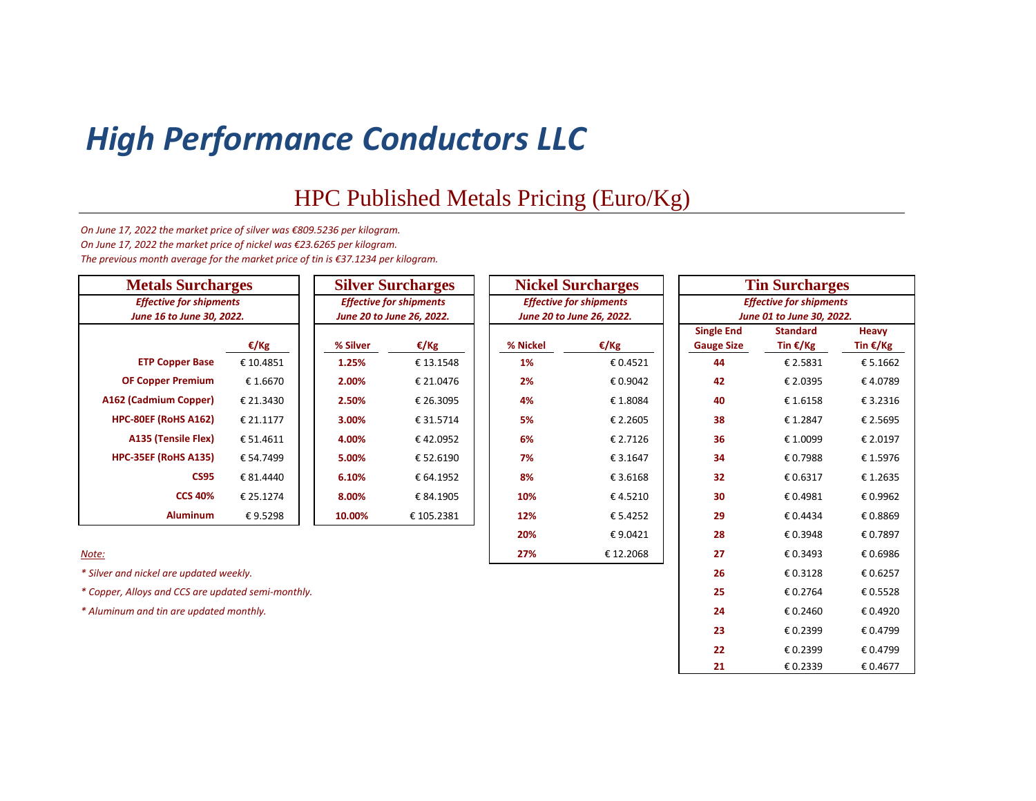# High Performance Conductors LLC

## HPC Published Metals Pricing (Euro/Kg)

*On June 17, 2022 the market price of silver was €809.5236 per kilogram.*
*On June 17, 2022 the market price of nickel was €23.6265 per kilogram.*
*The previous month average for the market price of tin is €37.1234 per kilogram.*

### Metals Surcharges

*Effective for shipments June 16 to June 30, 2022.*

| | €/Kg |
|---|---|
| **ETP Copper Base** | € 10.4851 |
| **OF Copper Premium** | € 1.6670 |
| **A162 (Cadmium Copper)** | € 21.3430 |
| **HPC-80EF (RoHS A162)** | € 21.1177 |
| **A135 (Tensile Flex)** | € 51.4611 |
| **HPC-35EF (RoHS A135)** | € 54.7499 |
| **CS95** | € 81.4440 |
| **CCS 40%** | € 25.1274 |
| **Aluminum** | € 9.5298 |

### Silver Surcharges

*Effective for shipments June 20 to June 26, 2022.*

| % Silver | €/Kg |
|---|---|
| **1.25%** | € 13.1548 |
| **2.00%** | € 21.0476 |
| **2.50%** | € 26.3095 |
| **3.00%** | € 31.5714 |
| **4.00%** | € 42.0952 |
| **5.00%** | € 52.6190 |
| **6.10%** | € 64.1952 |
| **8.00%** | € 84.1905 |
| **10.00%** | € 105.2381 |

### Nickel Surcharges

*Effective for shipments June 20 to June 26, 2022.*

| % Nickel | €/Kg |
|---|---|
| **1%** | € 0.4521 |
| **2%** | € 0.9042 |
| **4%** | € 1.8084 |
| **5%** | € 2.2605 |
| **6%** | € 2.7126 |
| **7%** | € 3.1647 |
| **8%** | € 3.6168 |
| **10%** | € 4.5210 |
| **12%** | € 5.4252 |
| **20%** | € 9.0421 |
| **27%** | € 12.2068 |

### Tin Surcharges

*Effective for shipments June 01 to June 30, 2022.*

| Single End Gauge Size | Standard Tin €/Kg | Heavy Tin €/Kg |
|---|---|---|
| **44** | € 2.5831 | € 5.1662 |
| **42** | € 2.0395 | € 4.0789 |
| **40** | € 1.6158 | € 3.2316 |
| **38** | € 1.2847 | € 2.5695 |
| **36** | € 1.0099 | € 2.0197 |
| **34** | € 0.7988 | € 1.5976 |
| **32** | € 0.6317 | € 1.2635 |
| **30** | € 0.4981 | € 0.9962 |
| **29** | € 0.4434 | € 0.8869 |
| **28** | € 0.3948 | € 0.7897 |
| **27** | € 0.3493 | € 0.6986 |
| **26** | € 0.3128 | € 0.6257 |
| **25** | € 0.2764 | € 0.5528 |
| **24** | € 0.2460 | € 0.4920 |
| **23** | € 0.2399 | € 0.4799 |
| **22** | € 0.2399 | € 0.4799 |
| **21** | € 0.2339 | € 0.4677 |

*Note:*

*\* Silver and nickel are updated weekly.*

*\* Copper, Alloys and CCS are updated semi-monthly.*

*\* Aluminum and tin are updated monthly.*